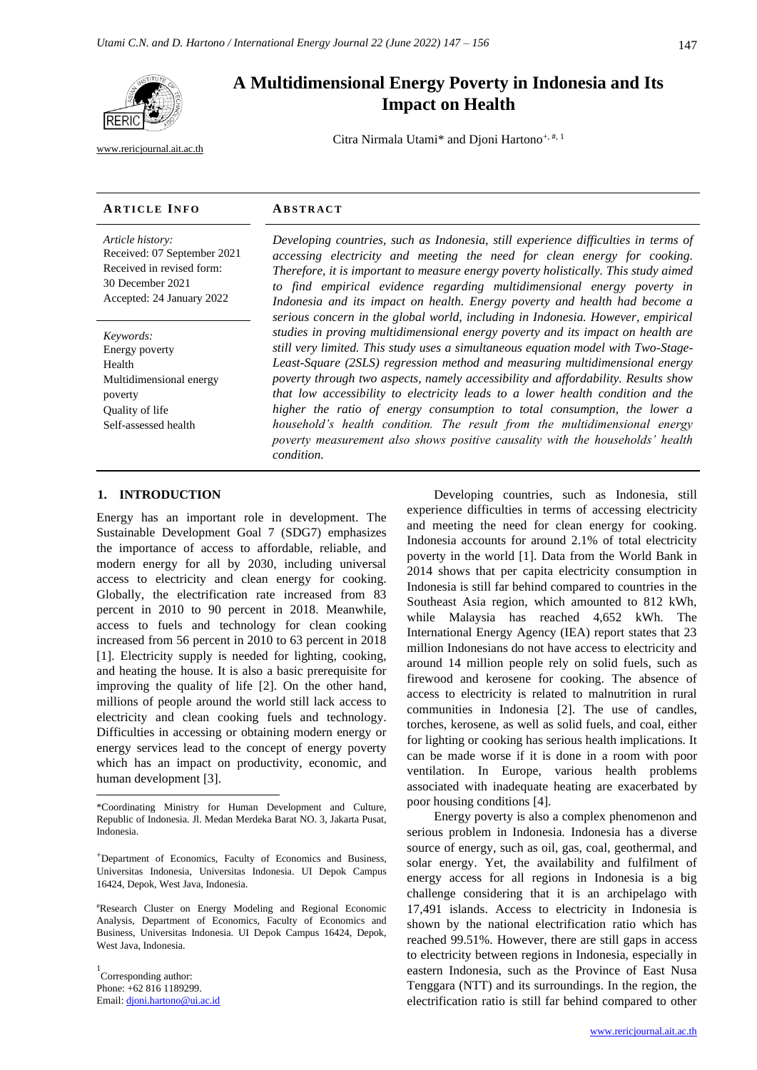# A Multidimensional Energy Poverty in Indonesia and Its Impact on Health

www.rericjournal.ait.ac.th

Citra Nirmala Utami* and Djoni Hartono[+, #, 1]

**ARTICLE INFO**

*Article history:*
Received: 07 September 2021
Received in revised form: 30 December 2021
Accepted: 24 January 2022

*Keywords:*
Energy poverty
Health
Multidimensional energy poverty
Quality of life
Self-assessed health

**ABSTRACT**

*Developing countries, such as Indonesia, still experience difficulties in terms of accessing electricity and meeting the need for clean energy for cooking. Therefore, it is important to measure energy poverty holistically. This study aimed to find empirical evidence regarding multidimensional energy poverty in Indonesia and its impact on health. Energy poverty and health had become a serious concern in the global world, including in Indonesia. However, empirical studies in proving multidimensional energy poverty and its impact on health are still very limited. This study uses a simultaneous equation model with Two-Stage-Least-Square (2SLS) regression method and measuring multidimensional energy poverty through two aspects, namely accessibility and affordability. Results show that low accessibility to electricity leads to a lower health condition and the higher the ratio of energy consumption to total consumption, the lower a household's health condition. The result from the multidimensional energy poverty measurement also shows positive causality with the households' health condition.*

## 1. INTRODUCTION

Energy has an important role in development. The Sustainable Development Goal 7 (SDG7) emphasizes the importance of access to affordable, reliable, and modern energy for all by 2030, including universal access to electricity and clean energy for cooking. Globally, the electrification rate increased from 83 percent in 2010 to 90 percent in 2018. Meanwhile, access to fuels and technology for clean cooking increased from 56 percent in 2010 to 63 percent in 2018 [1]. Electricity supply is needed for lighting, cooking, and heating the house. It is also a basic prerequisite for improving the quality of life [2]. On the other hand, millions of people around the world still lack access to electricity and clean cooking fuels and technology. Difficulties in accessing or obtaining modern energy or energy services lead to the concept of energy poverty which has an impact on productivity, economic, and human development [3].

Developing countries, such as Indonesia, still experience difficulties in terms of accessing electricity and meeting the need for clean energy for cooking. Indonesia accounts for around 2.1% of total electricity poverty in the world [1]. Data from the World Bank in 2014 shows that per capita electricity consumption in Indonesia is still far behind compared to countries in the Southeast Asia region, which amounted to 812 kWh, while Malaysia has reached 4,652 kWh. The International Energy Agency (IEA) report states that 23 million Indonesians do not have access to electricity and around 14 million people rely on solid fuels, such as firewood and kerosene for cooking. The absence of access to electricity is related to malnutrition in rural communities in Indonesia [2]. The use of candles, torches, kerosene, as well as solid fuels, and coal, either for lighting or cooking has serious health implications. It can be made worse if it is done in a room with poor ventilation. In Europe, various health problems associated with inadequate heating are exacerbated by poor housing conditions [4].

Energy poverty is also a complex phenomenon and serious problem in Indonesia. Indonesia has a diverse source of energy, such as oil, gas, coal, geothermal, and solar energy. Yet, the availability and fulfilment of energy access for all regions in Indonesia is a big challenge considering that it is an archipelago with 17,491 islands. Access to electricity in Indonesia is shown by the national electrification ratio which has reached 99.51%. However, there are still gaps in access to electricity between regions in Indonesia, especially in eastern Indonesia, such as the Province of East Nusa Tenggara (NTT) and its surroundings. In the region, the electrification ratio is still far behind compared to other

---

*Coordinating Ministry for Human Development and Culture, Republic of Indonesia. Jl. Medan Merdeka Barat NO. 3, Jakarta Pusat, Indonesia.

[+]Department of Economics, Faculty of Economics and Business, Universitas Indonesia, Universitas Indonesia. UI Depok Campus 16424, Depok, West Java, Indonesia.

[#]Research Cluster on Energy Modeling and Regional Economic Analysis, Department of Economics, Faculty of Economics and Business, Universitas Indonesia. UI Depok Campus 16424, Depok, West Java, Indonesia.

[1] Corresponding author:
Phone: +62 816 1189299.
Email: djoni.hartono@ui.ac.id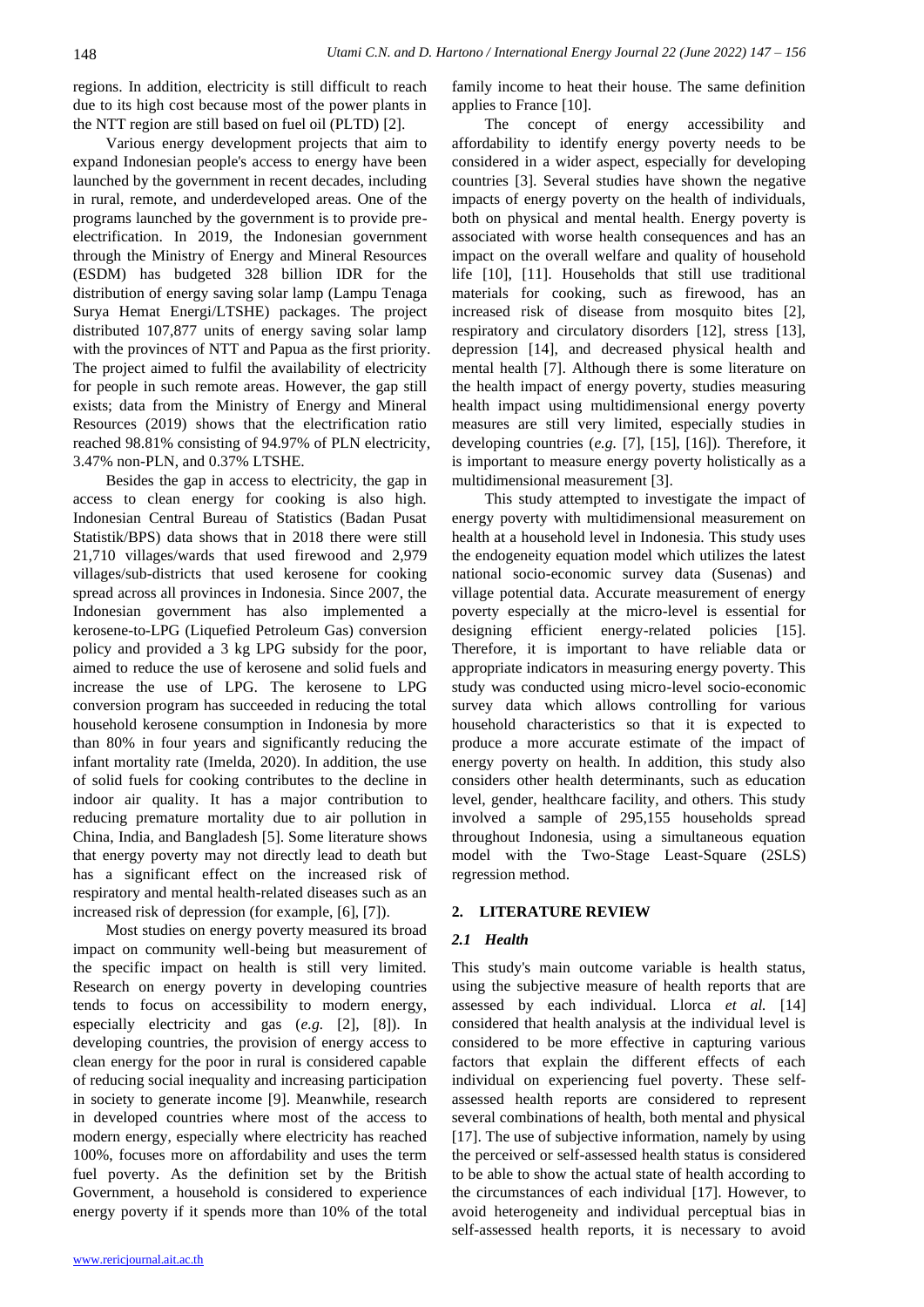regions. In addition, electricity is still difficult to reach due to its high cost because most of the power plants in the NTT region are still based on fuel oil (PLTD) [2].

Various energy development projects that aim to expand Indonesian people's access to energy have been launched by the government in recent decades, including in rural, remote, and underdeveloped areas. One of the programs launched by the government is to provide pre-electrification. In 2019, the Indonesian government through the Ministry of Energy and Mineral Resources (ESDM) has budgeted 328 billion IDR for the distribution of energy saving solar lamp (Lampu Tenaga Surya Hemat Energi/LTSHE) packages. The project distributed 107,877 units of energy saving solar lamp with the provinces of NTT and Papua as the first priority. The project aimed to fulfil the availability of electricity for people in such remote areas. However, the gap still exists; data from the Ministry of Energy and Mineral Resources (2019) shows that the electrification ratio reached 98.81% consisting of 94.97% of PLN electricity, 3.47% non-PLN, and 0.37% LTSHE.

Besides the gap in access to electricity, the gap in access to clean energy for cooking is also high. Indonesian Central Bureau of Statistics (Badan Pusat Statistik/BPS) data shows that in 2018 there were still 21,710 villages/wards that used firewood and 2,979 villages/sub-districts that used kerosene for cooking spread across all provinces in Indonesia. Since 2007, the Indonesian government has also implemented a kerosene-to-LPG (Liquefied Petroleum Gas) conversion policy and provided a 3 kg LPG subsidy for the poor, aimed to reduce the use of kerosene and solid fuels and increase the use of LPG. The kerosene to LPG conversion program has succeeded in reducing the total household kerosene consumption in Indonesia by more than 80% in four years and significantly reducing the infant mortality rate (Imelda, 2020). In addition, the use of solid fuels for cooking contributes to the decline in indoor air quality. It has a major contribution to reducing premature mortality due to air pollution in China, India, and Bangladesh [5]. Some literature shows that energy poverty may not directly lead to death but has a significant effect on the increased risk of respiratory and mental health-related diseases such as an increased risk of depression (for example, [6], [7]).

Most studies on energy poverty measured its broad impact on community well-being but measurement of the specific impact on health is still very limited. Research on energy poverty in developing countries tends to focus on accessibility to modern energy, especially electricity and gas (*e.g.* [2], [8]). In developing countries, the provision of energy access to clean energy for the poor in rural is considered capable of reducing social inequality and increasing participation in society to generate income [9]. Meanwhile, research in developed countries where most of the access to modern energy, especially where electricity has reached 100%, focuses more on affordability and uses the term fuel poverty. As the definition set by the British Government, a household is considered to experience energy poverty if it spends more than 10% of the total family income to heat their house. The same definition applies to France [10].

The concept of energy accessibility and affordability to identify energy poverty needs to be considered in a wider aspect, especially for developing countries [3]. Several studies have shown the negative impacts of energy poverty on the health of individuals, both on physical and mental health. Energy poverty is associated with worse health consequences and has an impact on the overall welfare and quality of household life [10], [11]. Households that still use traditional materials for cooking, such as firewood, has an increased risk of disease from mosquito bites [2], respiratory and circulatory disorders [12], stress [13], depression [14], and decreased physical health and mental health [7]. Although there is some literature on the health impact of energy poverty, studies measuring health impact using multidimensional energy poverty measures are still very limited, especially studies in developing countries (*e.g.* [7], [15], [16]). Therefore, it is important to measure energy poverty holistically as a multidimensional measurement [3].

This study attempted to investigate the impact of energy poverty with multidimensional measurement on health at a household level in Indonesia. This study uses the endogeneity equation model which utilizes the latest national socio-economic survey data (Susenas) and village potential data. Accurate measurement of energy poverty especially at the micro-level is essential for designing efficient energy-related policies [15]. Therefore, it is important to have reliable data or appropriate indicators in measuring energy poverty. This study was conducted using micro-level socio-economic survey data which allows controlling for various household characteristics so that it is expected to produce a more accurate estimate of the impact of energy poverty on health. In addition, this study also considers other health determinants, such as education level, gender, healthcare facility, and others. This study involved a sample of 295,155 households spread throughout Indonesia, using a simultaneous equation model with the Two-Stage Least-Square (2SLS) regression method.

## 2. LITERATURE REVIEW

### *2.1 Health*

This study's main outcome variable is health status, using the subjective measure of health reports that are assessed by each individual. Llorca *et al.* [14] considered that health analysis at the individual level is considered to be more effective in capturing various factors that explain the different effects of each individual on experiencing fuel poverty. These self-assessed health reports are considered to represent several combinations of health, both mental and physical [17]. The use of subjective information, namely by using the perceived or self-assessed health status is considered to be able to show the actual state of health according to the circumstances of each individual [17]. However, to avoid heterogeneity and individual perceptual bias in self-assessed health reports, it is necessary to avoid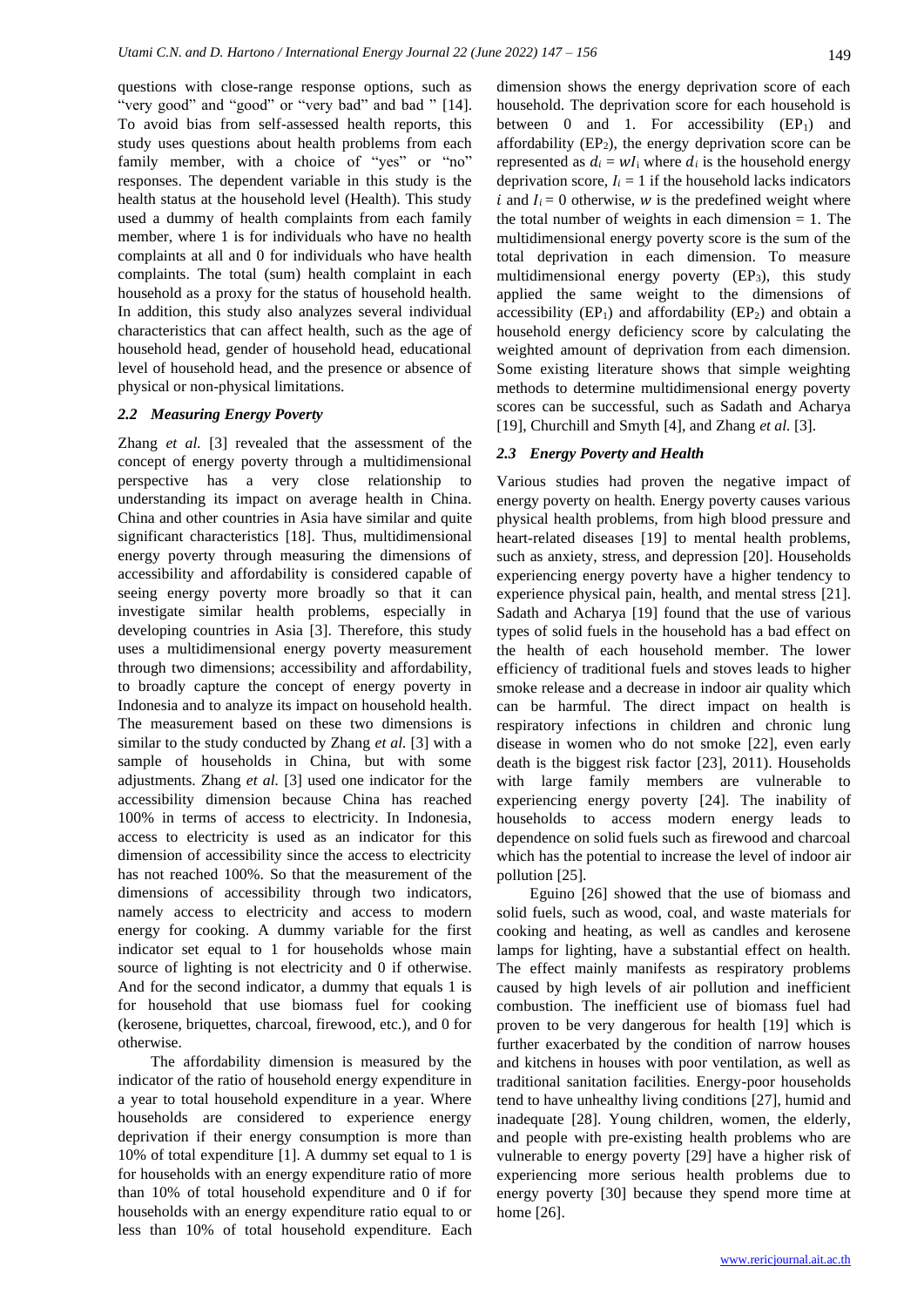questions with close-range response options, such as "very good" or "good" or "very bad" and bad " [14]. To avoid bias from self-assessed health reports, this study uses questions about health problems from each family member, with a choice of "yes" or "no" responses. The dependent variable in this study is the health status at the household level (Health). This study used a dummy of health complaints from each family member, where 1 is for individuals who have no health complaints at all and 0 for individuals who have health complaints. The total (sum) health complaint in each household as a proxy for the status of household health. In addition, this study also analyzes several individual characteristics that can affect health, such as the age of household head, gender of household head, educational level of household head, and the presence or absence of physical or non-physical limitations.

### *2.2 Measuring Energy Poverty*

Zhang *et al.* [3] revealed that the assessment of the concept of energy poverty through a multidimensional perspective has a very close relationship to understanding its impact on average health in China. China and other countries in Asia have similar and quite significant characteristics [18]. Thus, multidimensional energy poverty through measuring the dimensions of accessibility and affordability is considered capable of seeing energy poverty more broadly so that it can investigate similar health problems, especially in developing countries in Asia [3]. Therefore, this study uses a multidimensional energy poverty measurement through two dimensions; accessibility and affordability, to broadly capture the concept of energy poverty in Indonesia and to analyze its impact on household health. The measurement based on these two dimensions is similar to the study conducted by Zhang *et al.* [3] with a sample of households in China, but with some adjustments. Zhang *et al.* [3] used one indicator for the accessibility dimension because China has reached 100% in terms of access to electricity. In Indonesia, access to electricity is used as an indicator for this dimension of accessibility since the access to electricity has not reached 100%. So that the measurement of the dimensions of accessibility through two indicators, namely access to electricity and access to modern energy for cooking. A dummy variable for the first indicator set equal to 1 for households whose main source of lighting is not electricity and 0 if otherwise. And for the second indicator, a dummy that equals 1 is for household that use biomass fuel for cooking (kerosene, briquettes, charcoal, firewood, etc.), and 0 for otherwise.

The affordability dimension is measured by the indicator of the ratio of household energy expenditure in a year to total household expenditure in a year. Where households are considered to experience energy deprivation if their energy consumption is more than 10% of total expenditure [1]. A dummy set equal to 1 is for households with an energy expenditure ratio of more than 10% of total household expenditure and 0 if for households with an energy expenditure ratio equal to or less than 10% of total household expenditure. Each dimension shows the energy deprivation score of each household. The deprivation score for each household is between 0 and 1. For accessibility ($EP_1$) and affordability ($EP_2$), the energy deprivation score can be represented as $d_i = wI_i$ where $d_i$ is the household energy deprivation score, $I_i = 1$ if the household lacks indicators $i$ and $I_i = 0$ otherwise, $w$ is the predefined weight where the total number of weights in each dimension = 1. The multidimensional energy poverty score is the sum of the total deprivation in each dimension. To measure multidimensional energy poverty ($EP_3$), this study applied the same weight to the dimensions of accessibility ($EP_1$) and affordability ($EP_2$) and obtain a household energy deficiency score by calculating the weighted amount of deprivation from each dimension. Some existing literature shows that simple weighting methods to determine multidimensional energy poverty scores can be successful, such as Sadath and Acharya [19], Churchill and Smyth [4], and Zhang *et al.* [3].

### *2.3 Energy Poverty and Health*

Various studies had proven the negative impact of energy poverty on health. Energy poverty causes various physical health problems, from high blood pressure and heart-related diseases [19] to mental health problems, such as anxiety, stress, and depression [20]. Households experiencing energy poverty have a higher tendency to experience physical pain, health, and mental stress [21]. Sadath and Acharya [19] found that the use of various types of solid fuels in the household has a bad effect on the health of each household member. The lower efficiency of traditional fuels and stoves leads to higher smoke release and a decrease in indoor air quality which can be harmful. The direct impact on health is respiratory infections in children and chronic lung disease in women who do not smoke [22], even early death is the biggest risk factor [23], 2011). Households with large family members are vulnerable to experiencing energy poverty [24]. The inability of households to access modern energy leads to dependence on solid fuels such as firewood and charcoal which has the potential to increase the level of indoor air pollution [25].

Eguino [26] showed that the use of biomass and solid fuels, such as wood, coal, and waste materials for cooking and heating, as well as candles and kerosene lamps for lighting, have a substantial effect on health. The effect mainly manifests as respiratory problems caused by high levels of air pollution and inefficient combustion. The inefficient use of biomass fuel had proven to be very dangerous for health [19] which is further exacerbated by the condition of narrow houses and kitchens in houses with poor ventilation, as well as traditional sanitation facilities. Energy-poor households tend to have unhealthy living conditions [27], humid and inadequate [28]. Young children, women, the elderly, and people with pre-existing health problems who are vulnerable to energy poverty [29] have a higher risk of experiencing more serious health problems due to energy poverty [30] because they spend more time at home [26].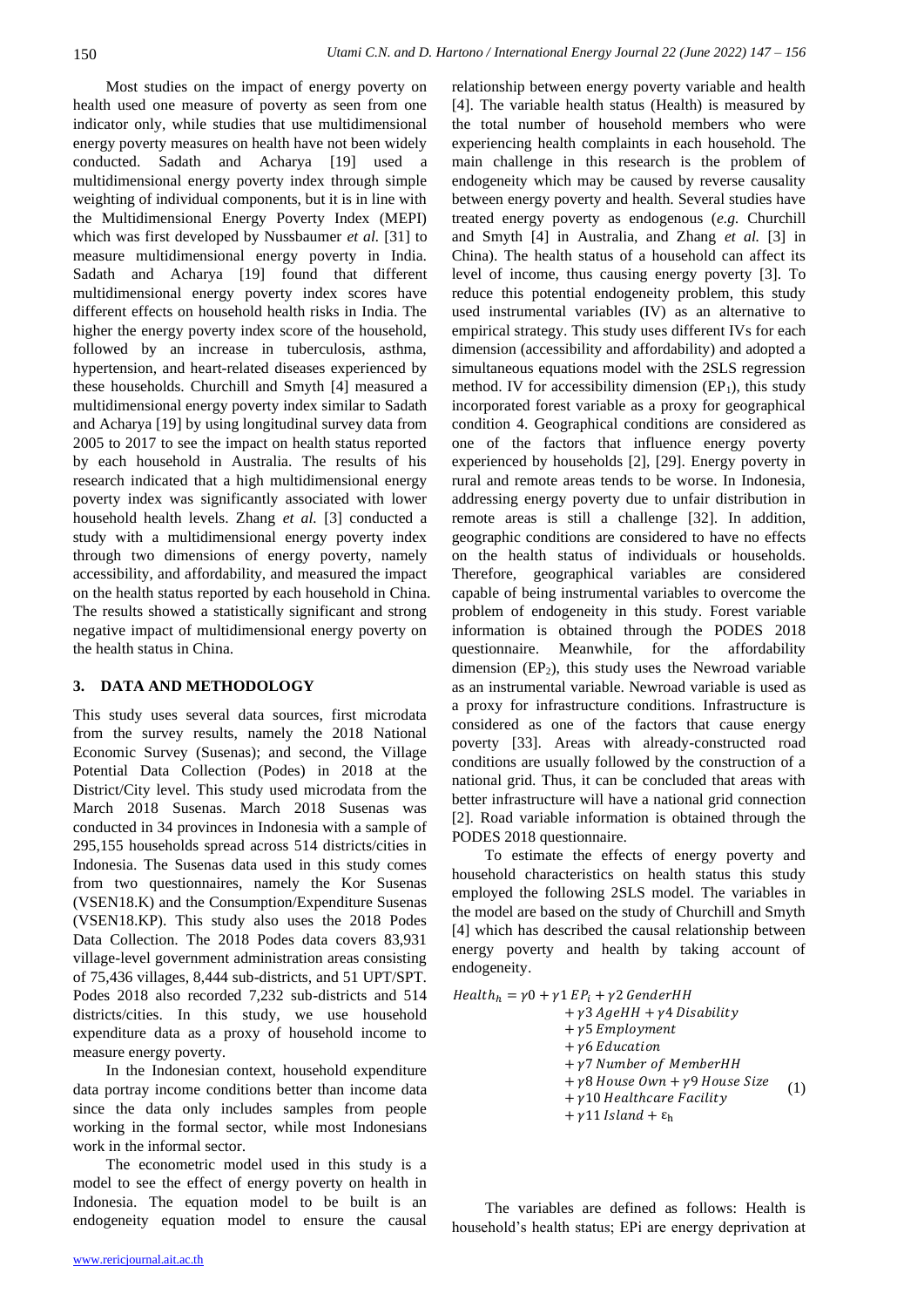Most studies on the impact of energy poverty on health used one measure of poverty as seen from one indicator only, while studies that use multidimensional energy poverty measures on health have not been widely conducted. Sadath and Acharya [19] used a multidimensional energy poverty index through simple weighting of individual components, but it is in line with the Multidimensional Energy Poverty Index (MEPI) which was first developed by Nussbaumer *et al.* [31] to measure multidimensional energy poverty in India. Sadath and Acharya [19] found that different multidimensional energy poverty index scores have different effects on household health risks in India. The higher the energy poverty index score of the household, followed by an increase in tuberculosis, asthma, hypertension, and heart-related diseases experienced by these households. Churchill and Smyth [4] measured a multidimensional energy poverty index similar to Sadath and Acharya [19] by using longitudinal survey data from 2005 to 2017 to see the impact on health status reported by each household in Australia. The results of his research indicated that a high multidimensional energy poverty index was significantly associated with lower household health levels. Zhang *et al.* [3] conducted a study with a multidimensional energy poverty index through two dimensions of energy poverty, namely accessibility, and affordability, and measured the impact on the health status reported by each household in China. The results showed a statistically significant and strong negative impact of multidimensional energy poverty on the health status in China.

## 3. DATA AND METHODOLOGY

This study uses several data sources, first microdata from the survey results, namely the 2018 National Economic Survey (Susenas); and second, the Village Potential Data Collection (Podes) in 2018 at the District/City level. This study used microdata from the March 2018 Susenas. March 2018 Susenas was conducted in 34 provinces in Indonesia with a sample of 295,155 households spread across 514 districts/cities in Indonesia. The Susenas data used in this study comes from two questionnaires, namely the Kor Susenas (VSEN18.K) and the Consumption/Expenditure Susenas (VSEN18.KP). This study also uses the 2018 Podes Data Collection. The 2018 Podes data covers 83,931 village-level government administration areas consisting of 75,436 villages, 8,444 sub-districts, and 51 UPT/SPT. Podes 2018 also recorded 7,232 sub-districts and 514 districts/cities. In this study, we use household expenditure data as a proxy of household income to measure energy poverty.

In the Indonesian context, household expenditure data portray income conditions better than income data since the data only includes samples from people working in the formal sector, while most Indonesians work in the informal sector.

The econometric model used in this study is a model to see the effect of energy poverty on health in Indonesia. The equation model to be built is an endogeneity equation model to ensure the causal relationship between energy poverty variable and health [4]. The variable health status (Health) is measured by the total number of household members who were experiencing health complaints in each household. The main challenge in this research is the problem of endogeneity which may be caused by reverse causality between energy poverty and health. Several studies have treated energy poverty as endogenous (*e.g.* Churchill and Smyth [4] in Australia, and Zhang *et al.* [3] in China). The health status of a household can affect its level of income, thus causing energy poverty [3]. To reduce this potential endogeneity problem, this study used instrumental variables (IV) as an alternative to empirical strategy. This study uses different IVs for each dimension (accessibility and affordability) and adopted a simultaneous equations model with the 2SLS regression method. IV for accessibility dimension ($EP_1$), this study incorporated forest variable as a proxy for geographical condition 4. Geographical conditions are considered as one of the factors that influence energy poverty experienced by households [2], [29]. Energy poverty in rural and remote areas tends to be worse. In Indonesia, addressing energy poverty due to unfair distribution in remote areas is still a challenge [32]. In addition, geographic conditions are considered to have no effects on the health status of individuals or households. Therefore, geographical variables are considered capable of being instrumental variables to overcome the problem of endogeneity in this study. Forest variable information is obtained through the PODES 2018 questionnaire. Meanwhile, for the affordability dimension ($EP_2$), this study uses the Newroad variable as an instrumental variable. Newroad variable is used as a proxy for infrastructure conditions. Infrastructure is considered as one of the factors that cause energy poverty [33]. Areas with already-constructed road conditions are usually followed by the construction of a national grid. Thus, it can be concluded that areas with better infrastructure will have a national grid connection [2]. Road variable information is obtained through the PODES 2018 questionnaire.

To estimate the effects of energy poverty and household characteristics on health status this study employed the following 2SLS model. The variables in the model are based on the study of Churchill and Smyth [4] which has described the causal relationship between energy poverty and health by taking account of endogeneity.

$$
\begin{aligned}
Health_h = \gamma 0 + \gamma 1\, EP_i &+ \gamma 2\, GenderHH \\
&+ \gamma 3\, AgeHH + \gamma 4\, Disability \\
&+ \gamma 5\, Employment \\
&+ \gamma 6\, Education \\
&+ \gamma 7\, Number\ of\ MemberHH \\
&+ \gamma 8\, House\ Own + \gamma 9\, House\ Size \\
&+ \gamma 10\, Healthcare\ Facility \\
&+ \gamma 11\, Island + \varepsilon_h
\end{aligned} \tag{1}
$$

The variables are defined as follows: Health is household's health status; EPi are energy deprivation at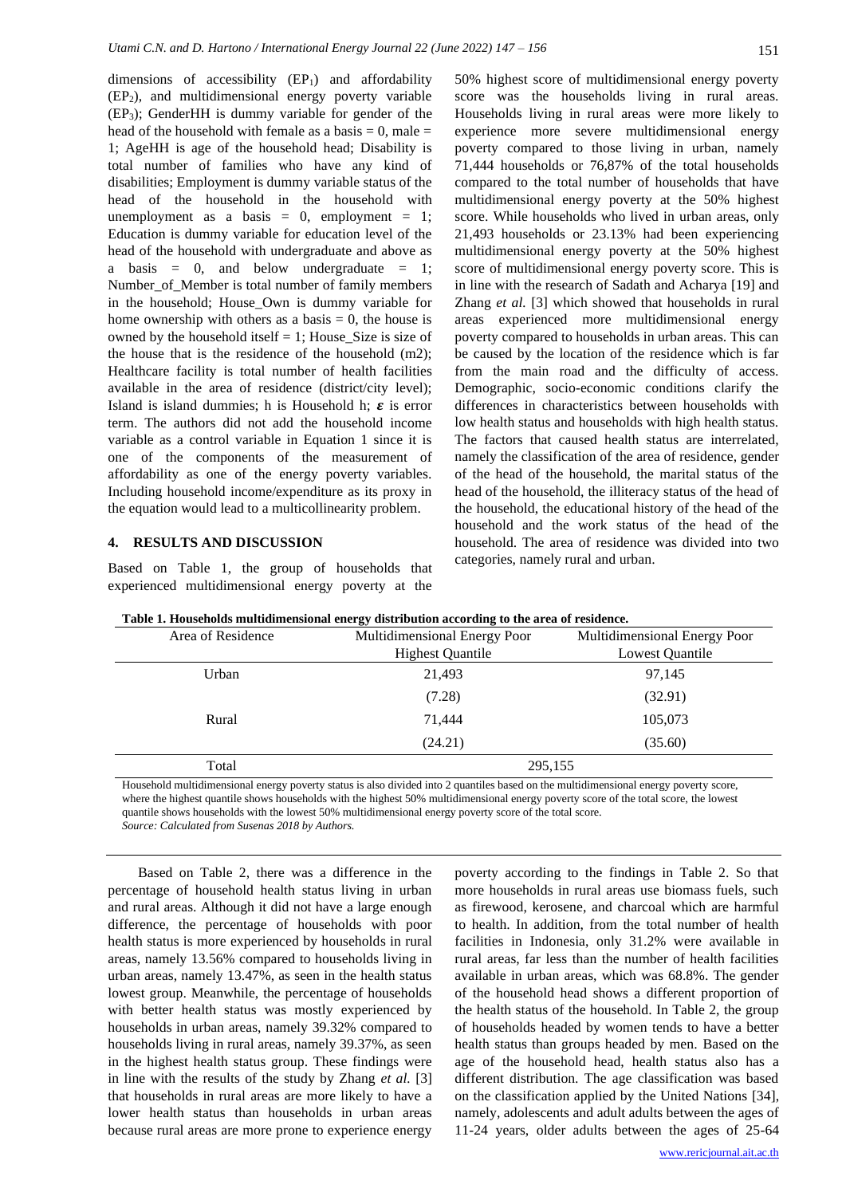dimensions of accessibility ($EP_1$) and affordability ($EP_2$), and multidimensional energy poverty variable ($EP_3$); GenderHH is dummy variable for gender of the head of the household with female as a basis = 0, male = 1; AgeHH is age of the household head; Disability is total number of families who have any kind of disabilities; Employment is dummy variable status of the head of the household in the household with unemployment as a basis = 0, employment = 1; Education is dummy variable for education level of the head of the household with undergraduate and above as a basis = 0, and below undergraduate = 1; Number_of_Member is total number of family members in the household; House_Own is dummy variable for home ownership with others as a basis = 0, the house is owned by the household itself = 1; House_Size is size of the house that is the residence of the household (m2); Healthcare facility is total number of health facilities available in the area of residence (district/city level); Island is island dummies; h is Household h; $\boldsymbol{\varepsilon}$ is error term. The authors did not add the household income variable as a control variable in Equation 1 since it is one of the components of the measurement of affordability as one of the energy poverty variables. Including household income/expenditure as its proxy in the equation would lead to a multicollinearity problem.

## 4. RESULTS AND DISCUSSION

Based on Table 1, the group of households that experienced multidimensional energy poverty at the 50% highest score of multidimensional energy poverty score was the households living in rural areas. Households living in rural areas were more likely to experience more severe multidimensional energy poverty compared to those living in urban, namely 71,444 households or 76,87% of the total households compared to the total number of households that have multidimensional energy poverty at the 50% highest score. While households who lived in urban areas, only 21,493 households or 23.13% had been experiencing multidimensional energy poverty at the 50% highest score of multidimensional energy poverty score. This is in line with the research of Sadath and Acharya [19] and Zhang *et al.* [3] which showed that households in rural areas experienced more multidimensional energy poverty compared to households in urban areas. This can be caused by the location of the residence which is far from the main road and the difficulty of access. Demographic, socio-economic conditions clarify the differences in characteristics between households with low health status and households with high health status. The factors that caused health status are interrelated, namely the classification of the area of residence, gender of the head of the household, the marital status of the head of the household, the illiteracy status of the head of the household, the educational history of the head of the household and the work status of the head of the household. The area of residence was divided into two categories, namely rural and urban.

**Table 1. Households multidimensional energy distribution according to the area of residence.**

| Area of Residence | Multidimensional Energy Poor Highest Quantile | Multidimensional Energy Poor Lowest Quantile |
|---|---|---|
| Urban | 21,493 | 97,145 |
| | (7.28) | (32.91) |
| Rural | 71,444 | 105,073 |
| | (24.21) | (35.60) |
| Total | 295,155 | |

Household multidimensional energy poverty status is also divided into 2 quantiles based on the multidimensional energy poverty score, where the highest quantile shows households with the highest 50% multidimensional energy poverty score of the total score, the lowest quantile shows households with the lowest 50% multidimensional energy poverty score of the total score.
*Source: Calculated from Susenas 2018 by Authors.*

Based on Table 2, there was a difference in the percentage of household health status living in urban and rural areas. Although it did not have a large enough difference, the percentage of households with poor health status is more experienced by households in rural areas, namely 13.56% compared to households living in urban areas, namely 13.47%, as seen in the health status lowest group. Meanwhile, the percentage of households with better health status was mostly experienced by households in urban areas, namely 39.32% compared to households living in rural areas, namely 39.37%, as seen in the highest health status group. These findings were in line with the results of the study by Zhang *et al.* [3] that households in rural areas are more likely to have a lower health status than households in urban areas because rural areas are more prone to experience energy poverty according to the findings in Table 2. So that more households in rural areas use biomass fuels, such as firewood, kerosene, and charcoal which are harmful to health. In addition, from the total number of health facilities in Indonesia, only 31.2% were available in rural areas, far less than the number of health facilities available in urban areas, which was 68.8%. The gender of the household head shows a different proportion of the health status of the household. In Table 2, the group of households headed by women tends to have a better health status than groups headed by men. Based on the age of the household head, health status also has a different distribution. The age classification was based on the classification applied by the United Nations [34], namely, adolescents and adult adults between the ages of 11-24 years, older adults between the ages of 25-64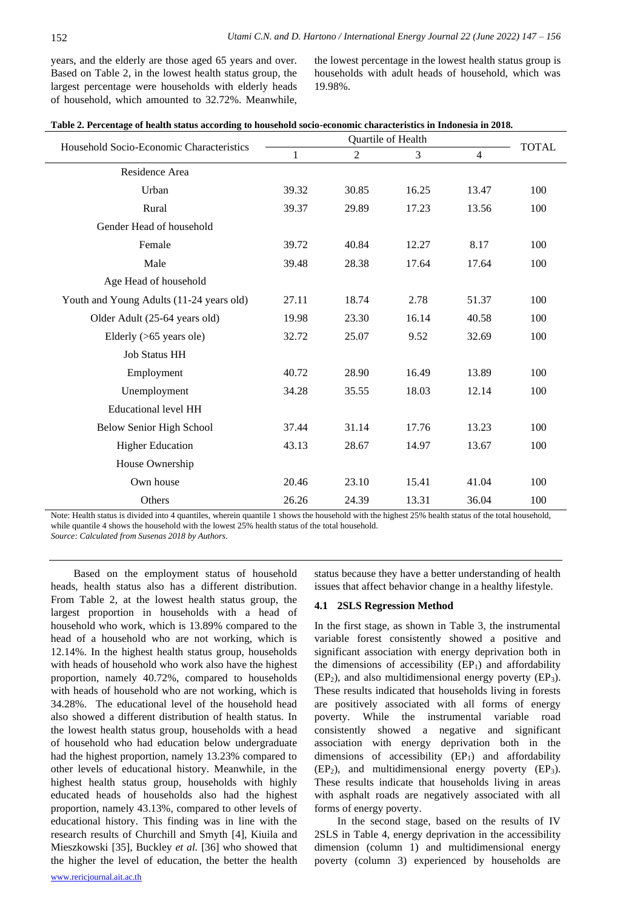years, and the elderly are those aged 65 years and over. Based on Table 2, in the lowest health status group, the largest percentage were households with elderly heads of household, which amounted to 32.72%. Meanwhile, the lowest percentage in the lowest health status group is households with adult heads of household, which was 19.98%.

**Table 2. Percentage of health status according to household socio-economic characteristics in Indonesia in 2018.**

| Household Socio-Economic Characteristics | Quartile of Health | | | | TOTAL |
|---|---|---|---|---|---|
| | 1 | 2 | 3 | 4 | |
| Residence Area | | | | | |
| Urban | 39.32 | 30.85 | 16.25 | 13.47 | 100 |
| Rural | 39.37 | 29.89 | 17.23 | 13.56 | 100 |
| Gender Head of household | | | | | |
| Female | 39.72 | 40.84 | 12.27 | 8.17 | 100 |
| Male | 39.48 | 28.38 | 17.64 | 17.64 | 100 |
| Age Head of household | | | | | |
| Youth and Young Adults (11-24 years old) | 27.11 | 18.74 | 2.78 | 51.37 | 100 |
| Older Adult (25-64 years old) | 19.98 | 23.30 | 16.14 | 40.58 | 100 |
| Elderly (>65 years ole) | 32.72 | 25.07 | 9.52 | 32.69 | 100 |
| Job Status HH | | | | | |
| Employment | 40.72 | 28.90 | 16.49 | 13.89 | 100 |
| Unemployment | 34.28 | 35.55 | 18.03 | 12.14 | 100 |
| Educational level HH | | | | | |
| Below Senior High School | 37.44 | 31.14 | 17.76 | 13.23 | 100 |
| Higher Education | 43.13 | 28.67 | 14.97 | 13.67 | 100 |
| House Ownership | | | | | |
| Own house | 20.46 | 23.10 | 15.41 | 41.04 | 100 |
| Others | 26.26 | 24.39 | 13.31 | 36.04 | 100 |

Note: Health status is divided into 4 quantiles, wherein quantile 1 shows the household with the highest 25% health status of the total household, while quantile 4 shows the household with the lowest 25% health status of the total household.
*Source: Calculated from Susenas 2018 by Authors.*

Based on the employment status of household heads, health status also has a different distribution. From Table 2, at the lowest health status group, the largest proportion in households with a head of household who work, which is 13.89% compared to the head of a household who are not working, which is 12.14%. In the highest health status group, households with heads of household who work also have the highest proportion, namely 40.72%, compared to households with heads of household who are not working, which is 34.28%. The educational level of the household head also showed a different distribution of health status. In the lowest health status group, households with a head of household who had education below undergraduate had the highest proportion, namely 13.23% compared to other levels of educational history. Meanwhile, in the highest health status group, households with highly educated heads of households also had the highest proportion, namely 43.13%, compared to other levels of educational history. This finding was in line with the research results of Churchill and Smyth [4], Kiuila and Mieszkowski [35], Buckley *et al.* [36] who showed that the higher the level of education, the better the health status because they have a better understanding of health issues that affect behavior change in a healthy lifestyle.

### 4.1 2SLS Regression Method

In the first stage, as shown in Table 3, the instrumental variable forest consistently showed a positive and significant association with energy deprivation both in the dimensions of accessibility ($EP_1$) and affordability ($EP_2$), and also multidimensional energy poverty ($EP_3$). These results indicated that households living in forests are positively associated with all forms of energy poverty. While the instrumental variable road consistently showed a negative and significant association with energy deprivation both in the dimensions of accessibility ($EP_1$) and affordability ($EP_2$), and multidimensional energy poverty ($EP_3$). These results indicate that households living in areas with asphalt roads are negatively associated with all forms of energy poverty.

In the second stage, based on the results of IV 2SLS in Table 4, energy deprivation in the accessibility dimension (column 1) and multidimensional energy poverty (column 3) experienced by households are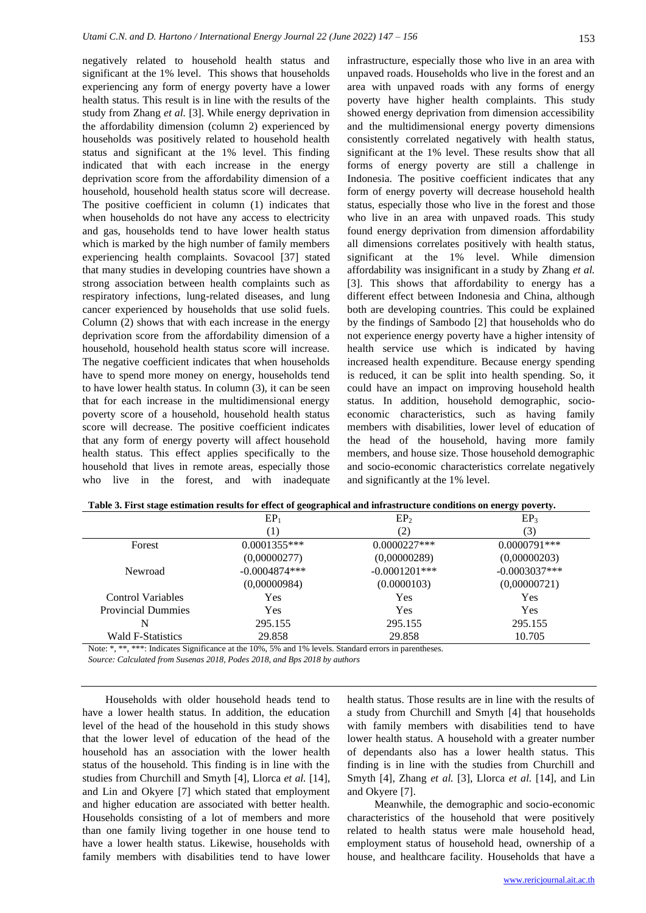negatively related to household health status and significant at the 1% level. This shows that households experiencing any form of energy poverty have a lower health status. This result is in line with the results of the study from Zhang *et al.* [3]. While energy deprivation in the affordability dimension (column 2) experienced by households was positively related to household health status and significant at the 1% level. This finding indicated that with each increase in the energy deprivation score from the affordability dimension of a household, household health status score will decrease. The positive coefficient in column (1) indicates that when households do not have any access to electricity and gas, households tend to have lower health status which is marked by the high number of family members experiencing health complaints. Sovacool [37] stated that many studies in developing countries have shown a strong association between health complaints such as respiratory infections, lung-related diseases, and lung cancer experienced by households that use solid fuels. Column (2) shows that with each increase in the energy deprivation score from the affordability dimension of a household, household health status score will increase. The negative coefficient indicates that when households have to spend more money on energy, households tend to have lower health status. In column (3), it can be seen that for each increase in the multidimensional energy poverty score of a household, household health status score will decrease. The positive coefficient indicates that any form of energy poverty will affect household health status. This effect applies specifically to the household that lives in remote areas, especially those who live in the forest, and with inadequate infrastructure, especially those who live in an area with unpaved roads. Households who live in the forest and an area with unpaved roads with any forms of energy poverty have higher health complaints. This study showed energy deprivation from dimension accessibility and the multidimensional energy poverty dimensions consistently correlated negatively with health status, significant at the 1% level. These results show that all forms of energy poverty are still a challenge in Indonesia. The positive coefficient indicates that any form of energy poverty will decrease household health status, especially those who live in the forest and those who live in an area with unpaved roads. This study found energy deprivation from dimension affordability all dimensions correlates positively with health status, significant at the 1% level. While dimension affordability was insignificant in a study by Zhang *et al.* [3]. This shows that affordability to energy has a different effect between Indonesia and China, although both are developing countries. This could be explained by the findings of Sambodo [2] that households who do not experience energy poverty have a higher intensity of health service use which is indicated by having increased health expenditure. Because energy spending is reduced, it can be split into health spending. So, it could have an impact on improving household health status. In addition, household demographic, socio-economic characteristics, such as having family members with disabilities, lower level of education of the head of the household, having more family members, and house size. Those household demographic and socio-economic characteristics correlate negatively and significantly at the 1% level.

**Table 3. First stage estimation results for effect of geographical and infrastructure conditions on energy poverty.**

| | $EP_1$ | $EP_2$ | $EP_3$ |
|---|---|---|---|
| | (1) | (2) | (3) |
| Forest | 0.0001355*** | 0.0000227*** | 0.0000791*** |
| | (0,00000277) | (0,00000289) | (0,00000203) |
| Newroad | -0.0004874*** | -0.0001201*** | -0.0003037*** |
| | (0,00000984) | (0.0000103) | (0,00000721) |
| Control Variables | Yes | Yes | Yes |
| Provincial Dummies | Yes | Yes | Yes |
| N | 295.155 | 295.155 | 295.155 |
| Wald F-Statistics | 29.858 | 29.858 | 10.705 |

Note: *, **, ***: Indicates Significance at the 10%, 5% and 1% levels. Standard errors in parentheses.

*Source: Calculated from Susenas 2018, Podes 2018, and Bps 2018 by authors*

Households with older household heads tend to have a lower health status. In addition, the education level of the head of the household in this study shows that the lower level of education of the head of the household has an association with the lower health status of the household. This finding is in line with the studies from Churchill and Smyth [4], Llorca *et al.* [14], and Lin and Okyere [7] which stated that employment and higher education are associated with better health. Households consisting of a lot of members and more than one family living together in one house tend to have a lower health status. Likewise, households with family members with disabilities tend to have lower health status. Those results are in line with the results of a study from Churchill and Smyth [4] that households with family members with disabilities tend to have lower health status. A household with a greater number of dependants also has a lower health status. This finding is in line with the studies from Churchill and Smyth [4], Zhang *et al.* [3], Llorca *et al.* [14], and Lin and Okyere [7].

Meanwhile, the demographic and socio-economic characteristics of the household that were positively related to health status were male household head, employment status of household head, ownership of a house, and healthcare facility. Households that have a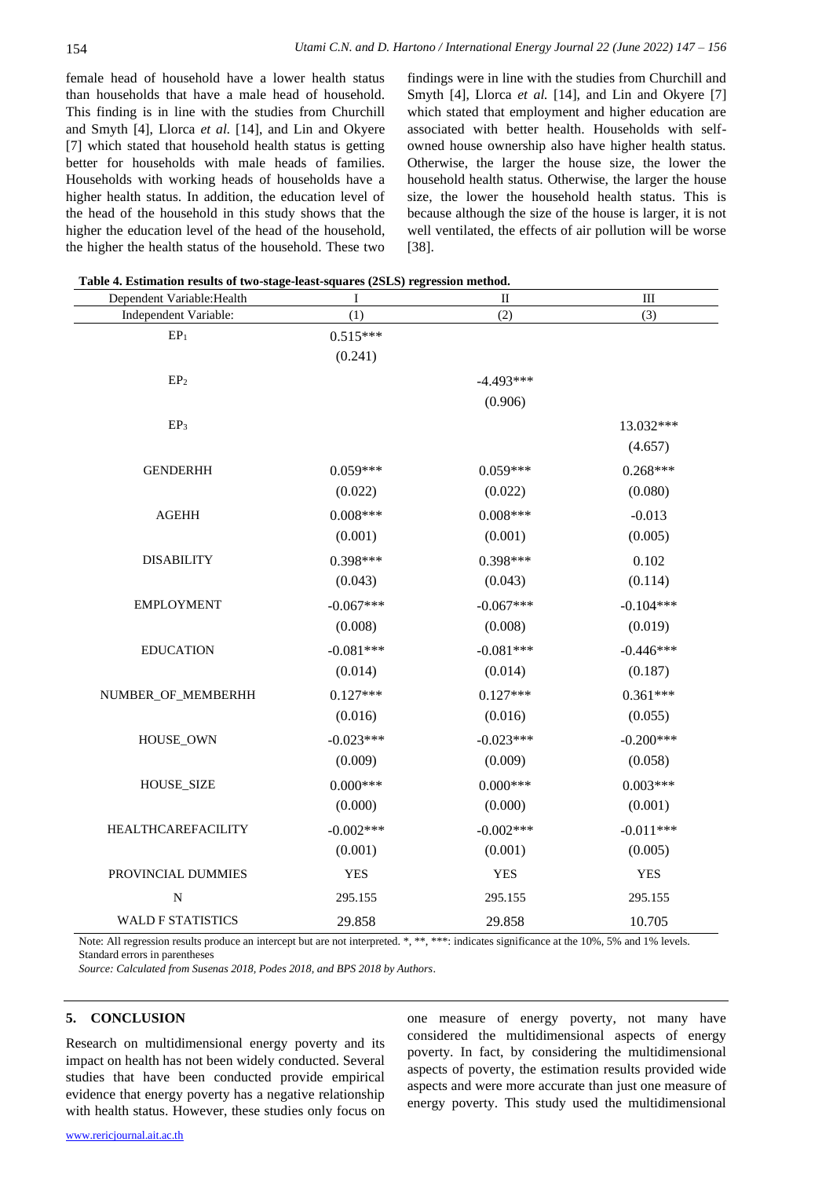female head of household have a lower health status than households that have a male head of household. This finding is in line with the studies from Churchill and Smyth [4], Llorca *et al.* [14], and Lin and Okyere [7] which stated that household health status is getting better for households with male heads of families. Households with working heads of households have a higher health status. In addition, the education level of the head of the household in this study shows that the higher the education level of the head of the household, the higher the health status of the household. These two findings were in line with the studies from Churchill and Smyth [4], Llorca *et al.* [14], and Lin and Okyere [7] which stated that employment and higher education are associated with better health. Households with self-owned house ownership also have higher health status. Otherwise, the larger the house size, the lower the household health status. Otherwise, the larger the house size, the lower the household health status. This is because although the size of the house is larger, it is not well ventilated, the effects of air pollution will be worse [38].

**Table 4. Estimation results of two-stage-least-squares (2SLS) regression method.**

| Dependent Variable:Health | I | II | III |
|---|---|---|---|
| Independent Variable: | (1) | (2) | (3) |
| $EP_1$ | 0.515*** | | |
| | (0.241) | | |
| $EP_2$ | | -4.493*** | |
| | | (0.906) | |
| $EP_3$ | | | 13.032*** |
| | | | (4.657) |
| GENDERHH | 0.059*** | 0.059*** | 0.268*** |
| | (0.022) | (0.022) | (0.080) |
| AGEHH | 0.008*** | 0.008*** | -0.013 |
| | (0.001) | (0.001) | (0.005) |
| DISABILITY | 0.398*** | 0.398*** | 0.102 |
| | (0.043) | (0.043) | (0.114) |
| EMPLOYMENT | -0.067*** | -0.067*** | -0.104*** |
| | (0.008) | (0.008) | (0.019) |
| EDUCATION | -0.081*** | -0.081*** | -0.446*** |
| | (0.014) | (0.014) | (0.187) |
| NUMBER_OF_MEMBERHH | 0.127*** | 0.127*** | 0.361*** |
| | (0.016) | (0.016) | (0.055) |
| HOUSE_OWN | -0.023*** | -0.023*** | -0.200*** |
| | (0.009) | (0.009) | (0.058) |
| HOUSE_SIZE | 0.000*** | 0.000*** | 0.003*** |
| | (0.000) | (0.000) | (0.001) |
| HEALTHCAREFACILITY | -0.002*** | -0.002*** | -0.011*** |
| | (0.001) | (0.001) | (0.005) |
| PROVINCIAL DUMMIES | YES | YES | YES |
| N | 295.155 | 295.155 | 295.155 |
| WALD F STATISTICS | 29.858 | 29.858 | 10.705 |

Note: All regression results produce an intercept but are not interpreted. *, **, ***: indicates significance at the 10%, 5% and 1% levels. Standard errors in parentheses

*Source: Calculated from Susenas 2018, Podes 2018, and BPS 2018 by Authors*.

## 5. CONCLUSION

Research on multidimensional energy poverty and its impact on health has not been widely conducted. Several studies that have been conducted provide empirical evidence that energy poverty has a negative relationship with health status. However, these studies only focus on one measure of energy poverty, not many have considered the multidimensional aspects of energy poverty. In fact, by considering the multidimensional aspects of poverty, the estimation results provided wide aspects and were more accurate than just one measure of energy poverty. This study used the multidimensional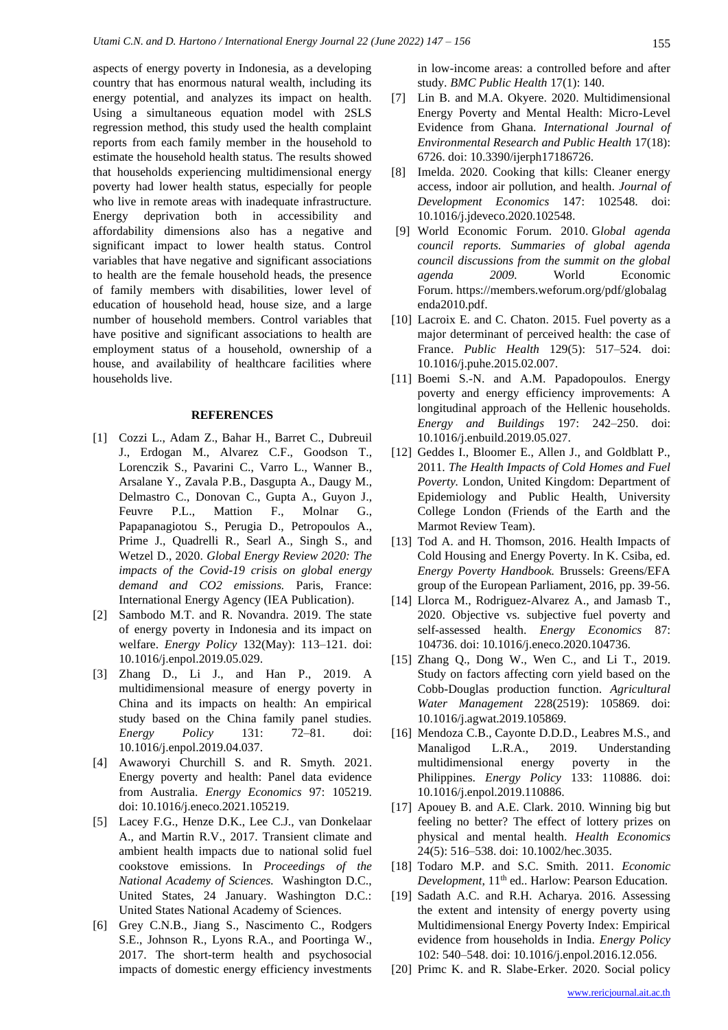aspects of energy poverty in Indonesia, as a developing country that has enormous natural wealth, including its energy potential, and analyzes its impact on health. Using a simultaneous equation model with 2SLS regression method, this study used the health complaint reports from each family member in the household to estimate the household health status. The results showed that households experiencing multidimensional energy poverty had lower health status, especially for people who live in remote areas with inadequate infrastructure. Energy deprivation both in accessibility and affordability dimensions also has a negative and significant impact to lower health status. Control variables that have negative and significant associations to health are the female household heads, the presence of family members with disabilities, lower level of education of household head, house size, and a large number of household members. Control variables that have positive and significant associations to health are employment status of a household, ownership of a house, and availability of healthcare facilities where households live.

## REFERENCES

[1] Cozzi L., Adam Z., Bahar H., Barret C., Dubreuil J., Erdogan M., Alvarez C.F., Goodson T., Lorenczik S., Pavarini C., Varro L., Wanner B., Arsalane Y., Zavala P.B., Dasgupta A., Daugy M., Delmastro C., Donovan C., Gupta A., Guyon J., Feuvre P.L., Mattion F., Molnar G., Papapanagiotou S., Perugia D., Petropoulos A., Prime J., Quadrelli R., Searl A., Singh S., and Wetzel D., 2020. *Global Energy Review 2020: The impacts of the Covid-19 crisis on global energy demand and CO2 emissions.* Paris, France: International Energy Agency (IEA Publication).

[2] Sambodo M.T. and R. Novandra. 2019. The state of energy poverty in Indonesia and its impact on welfare. *Energy Policy* 132(May): 113–121. doi: 10.1016/j.enpol.2019.05.029.

[3] Zhang D., Li J., and Han P., 2019. A multidimensional measure of energy poverty in China and its impacts on health: An empirical study based on the China family panel studies. *Energy Policy* 131: 72–81. doi: 10.1016/j.enpol.2019.04.037.

[4] Awaworyi Churchill S. and R. Smyth. 2021. Energy poverty and health: Panel data evidence from Australia. *Energy Economics* 97: 105219. doi: 10.1016/j.eneco.2021.105219.

[5] Lacey F.G., Henze D.K., Lee C.J., van Donkelaar A., and Martin R.V., 2017. Transient climate and ambient health impacts due to national solid fuel cookstove emissions. In *Proceedings of the National Academy of Sciences.* Washington D.C., United States, 24 January. Washington D.C.: United States National Academy of Sciences.

[6] Grey C.N.B., Jiang S., Nascimento C., Rodgers S.E., Johnson R., Lyons R.A., and Poortinga W., 2017. The short-term health and psychosocial impacts of domestic energy efficiency investments in low-income areas: a controlled before and after study. *BMC Public Health* 17(1): 140.

[7] Lin B. and M.A. Okyere. 2020. Multidimensional Energy Poverty and Mental Health: Micro-Level Evidence from Ghana. *International Journal of Environmental Research and Public Health* 17(18): 6726. doi: 10.3390/ijerph17186726.

[8] Imelda. 2020. Cooking that kills: Cleaner energy access, indoor air pollution, and health. *Journal of Development Economics* 147: 102548. doi: 10.1016/j.jdeveco.2020.102548.

[9] World Economic Forum. 2010. *Global agenda council reports. Summaries of global agenda council discussions from the summit on the global agenda 2009.* World Economic Forum. https://members.weforum.org/pdf/globalagenda2010.pdf.

[10] Lacroix E. and C. Chaton. 2015. Fuel poverty as a major determinant of perceived health: the case of France. *Public Health* 129(5): 517–524. doi: 10.1016/j.puhe.2015.02.007.

[11] Boemi S.-N. and A.M. Papadopoulos. Energy poverty and energy efficiency improvements: A longitudinal approach of the Hellenic households. *Energy and Buildings* 197: 242–250. doi: 10.1016/j.enbuild.2019.05.027.

[12] Geddes I., Bloomer E., Allen J., and Goldblatt P., 2011. *The Health Impacts of Cold Homes and Fuel Poverty.* London, United Kingdom: Department of Epidemiology and Public Health, University College London (Friends of the Earth and the Marmot Review Team).

[13] Tod A. and H. Thomson, 2016. Health Impacts of Cold Housing and Energy Poverty. In K. Csiba, ed. *Energy Poverty Handbook.* Brussels: Greens/EFA group of the European Parliament, 2016, pp. 39-56.

[14] Llorca M., Rodriguez-Alvarez A., and Jamasb T., 2020. Objective vs. subjective fuel poverty and self-assessed health. *Energy Economics* 87: 104736. doi: 10.1016/j.eneco.2020.104736.

[15] Zhang Q., Dong W., Wen C., and Li T., 2019. Study on factors affecting corn yield based on the Cobb-Douglas production function. *Agricultural Water Management* 228(2519): 105869. doi: 10.1016/j.agwat.2019.105869.

[16] Mendoza C.B., Cayonte D.D.D., Leabres M.S., and Manaligod L.R.A., 2019. Understanding multidimensional energy poverty in the Philippines. *Energy Policy* 133: 110886. doi: 10.1016/j.enpol.2019.110886.

[17] Apouey B. and A.E. Clark. 2010. Winning big but feeling no better? The effect of lottery prizes on physical and mental health. *Health Economics* 24(5): 516–538. doi: 10.1002/hec.3035.

[18] Todaro M.P. and S.C. Smith. 2011. *Economic Development*, 11th ed.. Harlow: Pearson Education.

[19] Sadath A.C. and R.H. Acharya. 2016. Assessing the extent and intensity of energy poverty using Multidimensional Energy Poverty Index: Empirical evidence from households in India. *Energy Policy* 102: 540–548. doi: 10.1016/j.enpol.2016.12.056.

[20] Primc K. and R. Slabe-Erker. 2020. Social policy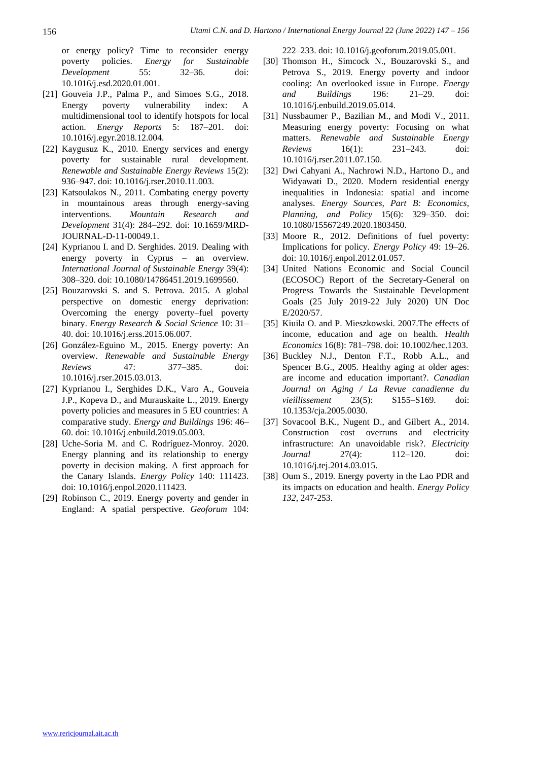or energy policy? Time to reconsider energy poverty policies. *Energy for Sustainable Development* 55: 32–36. doi: 10.1016/j.esd.2020.01.001.

[21] Gouveia J.P., Palma P., and Simoes S.G., 2018. Energy poverty vulnerability index: A multidimensional tool to identify hotspots for local action. *Energy Reports* 5: 187–201. doi: 10.1016/j.egyr.2018.12.004.

[22] Kaygusuz K., 2010. Energy services and energy poverty for sustainable rural development. *Renewable and Sustainable Energy Reviews* 15(2): 936–947. doi: 10.1016/j.rser.2010.11.003.

[23] Katsoulakos N., 2011. Combating energy poverty in mountainous areas through energy-saving interventions. *Mountain Research and Development* 31(4): 284–292. doi: 10.1659/MRD-JOURNAL-D-11-00049.1.

[24] Kyprianou I. and D. Serghides. 2019. Dealing with energy poverty in Cyprus – an overview. *International Journal of Sustainable Energy* 39(4): 308–320. doi: 10.1080/14786451.2019.1699560.

[25] Bouzarovski S. and S. Petrova. 2015. A global perspective on domestic energy deprivation: Overcoming the energy poverty–fuel poverty binary. *Energy Research & Social Science* 10: 31–40. doi: 10.1016/j.erss.2015.06.007.

[26] González-Eguino M., 2015. Energy poverty: An overview. *Renewable and Sustainable Energy Reviews* 47: 377–385. doi: 10.1016/j.rser.2015.03.013.

[27] Kyprianou I., Serghides D.K., Varo A., Gouveia J.P., Kopeva D., and Murauskaite L., 2019. Energy poverty policies and measures in 5 EU countries: A comparative study. *Energy and Buildings* 196: 46–60. doi: 10.1016/j.enbuild.2019.05.003.

[28] Uche-Soria M. and C. Rodríguez-Monroy. 2020. Energy planning and its relationship to energy poverty in decision making. A first approach for the Canary Islands. *Energy Policy* 140: 111423. doi: 10.1016/j.enpol.2020.111423.

[29] Robinson C., 2019. Energy poverty and gender in England: A spatial perspective. *Geoforum* 104: 222–233. doi: 10.1016/j.geoforum.2019.05.001.

[30] Thomson H., Simcock N., Bouzarovski S., and Petrova S., 2019. Energy poverty and indoor cooling: An overlooked issue in Europe. *Energy and Buildings* 196: 21–29. doi: 10.1016/j.enbuild.2019.05.014.

[31] Nussbaumer P., Bazilian M., and Modi V., 2011. Measuring energy poverty: Focusing on what matters. *Renewable and Sustainable Energy Reviews* 16(1): 231–243. doi: 10.1016/j.rser.2011.07.150.

[32] Dwi Cahyani A., Nachrowi N.D., Hartono D., and Widyawati D., 2020. Modern residential energy inequalities in Indonesia: spatial and income analyses. *Energy Sources, Part B: Economics, Planning, and Policy* 15(6): 329–350. doi: 10.1080/15567249.2020.1803450.

[33] Moore R., 2012. Definitions of fuel poverty: Implications for policy. *Energy Policy* 49: 19–26. doi: 10.1016/j.enpol.2012.01.057.

[34] United Nations Economic and Social Council (ECOSOC) Report of the Secretary-General on Progress Towards the Sustainable Development Goals (25 July 2019-22 July 2020) UN Doc E/2020/57.

[35] Kiuila O. and P. Mieszkowski. 2007.The effects of income, education and age on health. *Health Economics* 16(8): 781–798. doi: 10.1002/hec.1203.

[36] Buckley N.J., Denton F.T., Robb A.L., and Spencer B.G., 2005. Healthy aging at older ages: are income and education important?. *Canadian Journal on Aging / La Revue canadienne du vieillissement* 23(5): S155–S169. doi: 10.1353/cja.2005.0030.

[37] Sovacool B.K., Nugent D., and Gilbert A., 2014. Construction cost overruns and electricity infrastructure: An unavoidable risk?. *Electricity Journal* 27(4): 112–120. doi: 10.1016/j.tej.2014.03.015.

[38] Oum S., 2019. Energy poverty in the Lao PDR and its impacts on education and health. *Energy Policy 132*, 247-253.